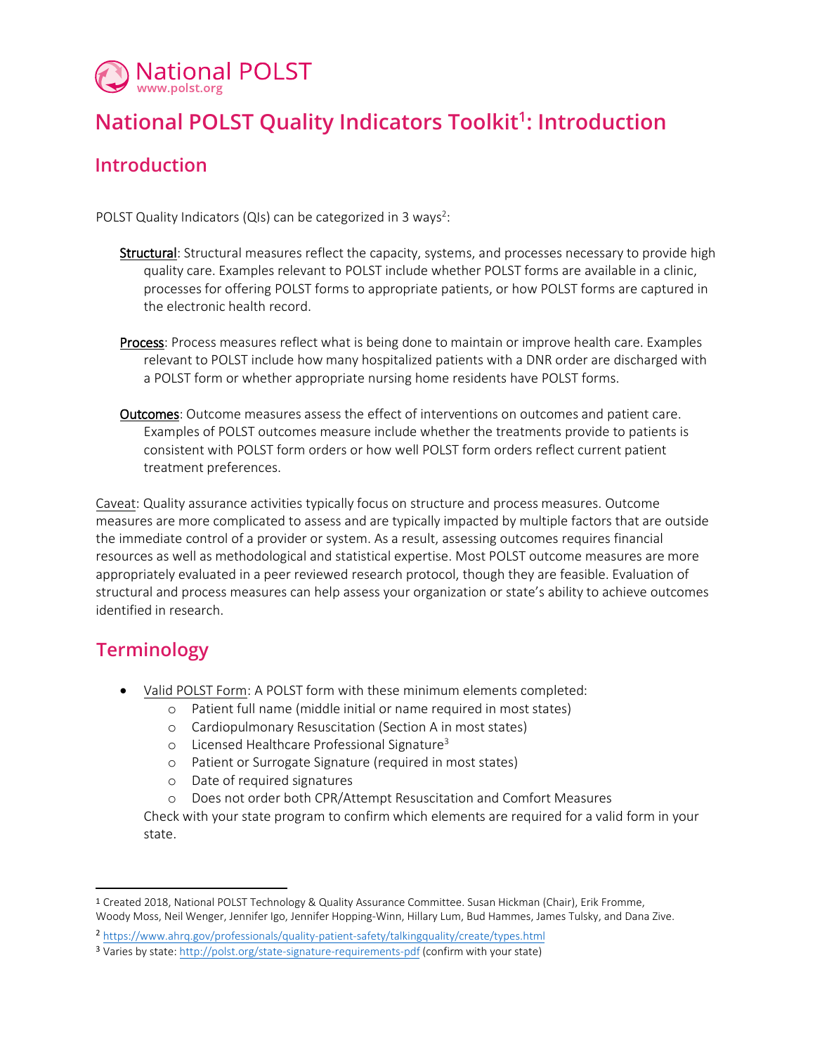National POLST
www.polst.org

# National POLST Quality Indicators Toolkit[1]: Introduction

## Introduction

POLST Quality Indicators (QIs) can be categorized in 3 ways[2]:

**Structural**: Structural measures reflect the capacity, systems, and processes necessary to provide high quality care. Examples relevant to POLST include whether POLST forms are available in a clinic, processes for offering POLST forms to appropriate patients, or how POLST forms are captured in the electronic health record.

**Process**: Process measures reflect what is being done to maintain or improve health care. Examples relevant to POLST include how many hospitalized patients with a DNR order are discharged with a POLST form or whether appropriate nursing home residents have POLST forms.

**Outcomes**: Outcome measures assess the effect of interventions on outcomes and patient care. Examples of POLST outcomes measure include whether the treatments provide to patients is consistent with POLST form orders or how well POLST form orders reflect current patient treatment preferences.

Caveat: Quality assurance activities typically focus on structure and process measures. Outcome measures are more complicated to assess and are typically impacted by multiple factors that are outside the immediate control of a provider or system. As a result, assessing outcomes requires financial resources as well as methodological and statistical expertise. Most POLST outcome measures are more appropriately evaluated in a peer reviewed research protocol, though they are feasible. Evaluation of structural and process measures can help assess your organization or state's ability to achieve outcomes identified in research.

## Terminology

- Valid POLST Form: A POLST form with these minimum elements completed:
  - Patient full name (middle initial or name required in most states)
  - Cardiopulmonary Resuscitation (Section A in most states)
  - Licensed Healthcare Professional Signature[3]
  - Patient or Surrogate Signature (required in most states)
  - Date of required signatures
  - Does not order both CPR/Attempt Resuscitation and Comfort Measures

  Check with your state program to confirm which elements are required for a valid form in your state.

---

[1] Created 2018, National POLST Technology & Quality Assurance Committee. Susan Hickman (Chair), Erik Fromme, Woody Moss, Neil Wenger, Jennifer Igo, Jennifer Hopping-Winn, Hillary Lum, Bud Hammes, James Tulsky, and Dana Zive.

[2] https://www.ahrq.gov/professionals/quality-patient-safety/talkingquality/create/types.html

[3] Varies by state: http://polst.org/state-signature-requirements-pdf (confirm with your state)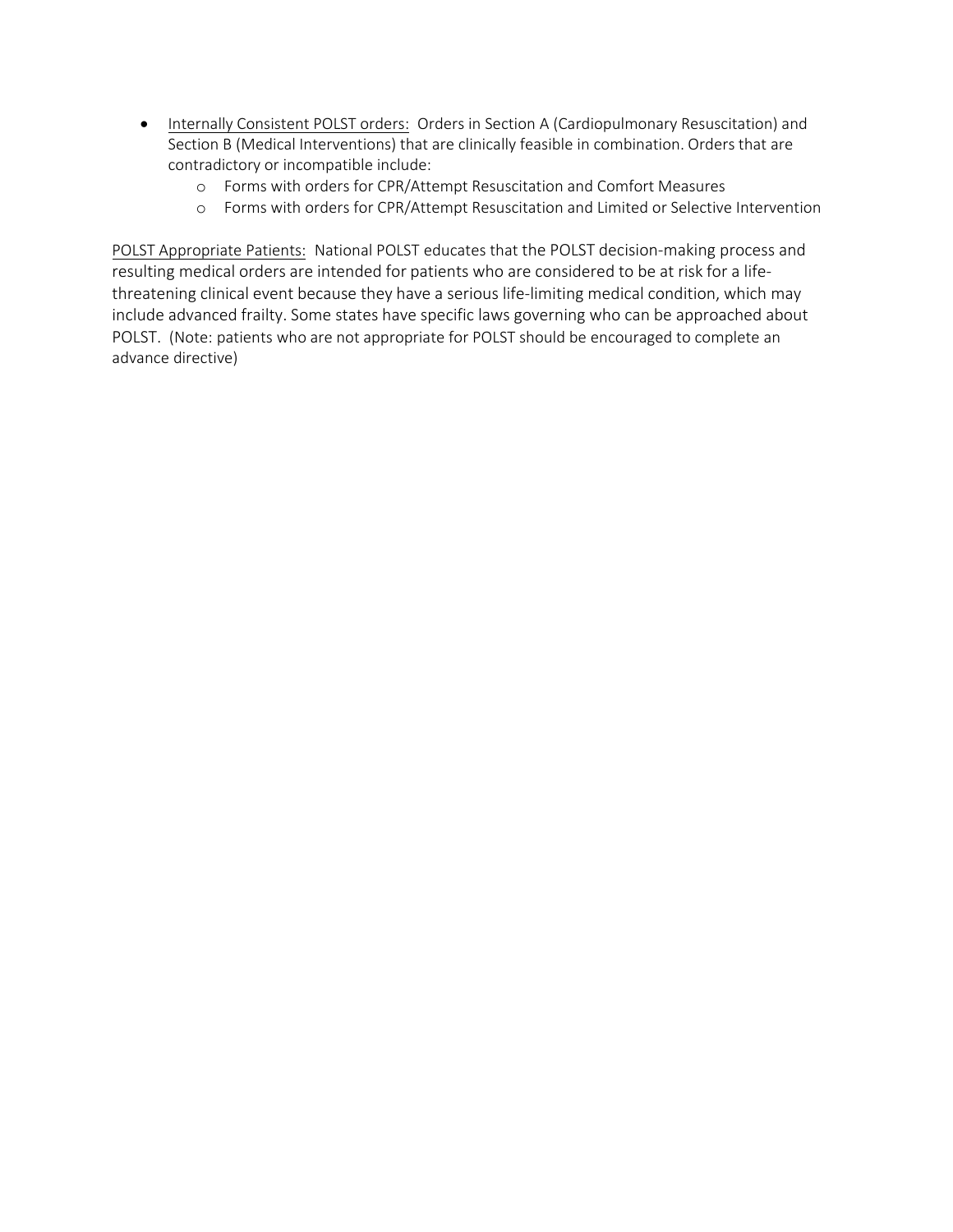- Internally Consistent POLST orders: Orders in Section A (Cardiopulmonary Resuscitation) and Section B (Medical Interventions) that are clinically feasible in combination. Orders that are contradictory or incompatible include:
  - Forms with orders for CPR/Attempt Resuscitation and Comfort Measures
  - Forms with orders for CPR/Attempt Resuscitation and Limited or Selective Intervention

POLST Appropriate Patients: National POLST educates that the POLST decision-making process and resulting medical orders are intended for patients who are considered to be at risk for a life-threatening clinical event because they have a serious life-limiting medical condition, which may include advanced frailty. Some states have specific laws governing who can be approached about POLST. (Note: patients who are not appropriate for POLST should be encouraged to complete an advance directive)